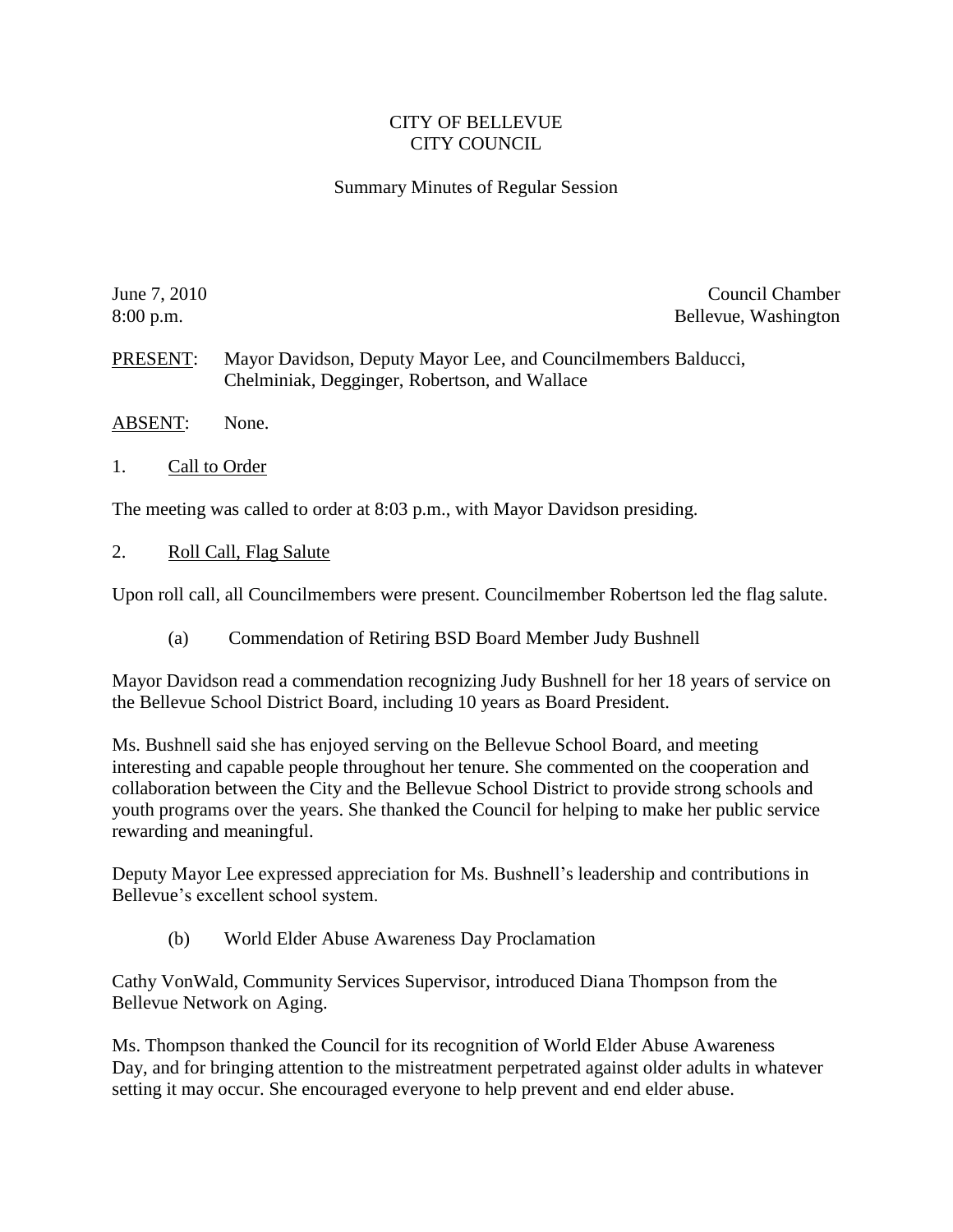# CITY OF BELLEVUE
# CITY COUNCIL

## Summary Minutes of Regular Session

June 7, 2010
8:00 p.m.

Council Chamber
Bellevue, Washington

PRESENT: Mayor Davidson, Deputy Mayor Lee, and Councilmembers Balducci, Chelminiak, Degginger, Robertson, and Wallace

ABSENT: None.

1. Call to Order

The meeting was called to order at 8:03 p.m., with Mayor Davidson presiding.

2. Roll Call, Flag Salute

Upon roll call, all Councilmembers were present. Councilmember Robertson led the flag salute.

(a) Commendation of Retiring BSD Board Member Judy Bushnell

Mayor Davidson read a commendation recognizing Judy Bushnell for her 18 years of service on the Bellevue School District Board, including 10 years as Board President.

Ms. Bushnell said she has enjoyed serving on the Bellevue School Board, and meeting interesting and capable people throughout her tenure. She commented on the cooperation and collaboration between the City and the Bellevue School District to provide strong schools and youth programs over the years. She thanked the Council for helping to make her public service rewarding and meaningful.

Deputy Mayor Lee expressed appreciation for Ms. Bushnell's leadership and contributions in Bellevue's excellent school system.

(b) World Elder Abuse Awareness Day Proclamation

Cathy VonWald, Community Services Supervisor, introduced Diana Thompson from the Bellevue Network on Aging.

Ms. Thompson thanked the Council for its recognition of World Elder Abuse Awareness Day, and for bringing attention to the mistreatment perpetrated against older adults in whatever setting it may occur. She encouraged everyone to help prevent and end elder abuse.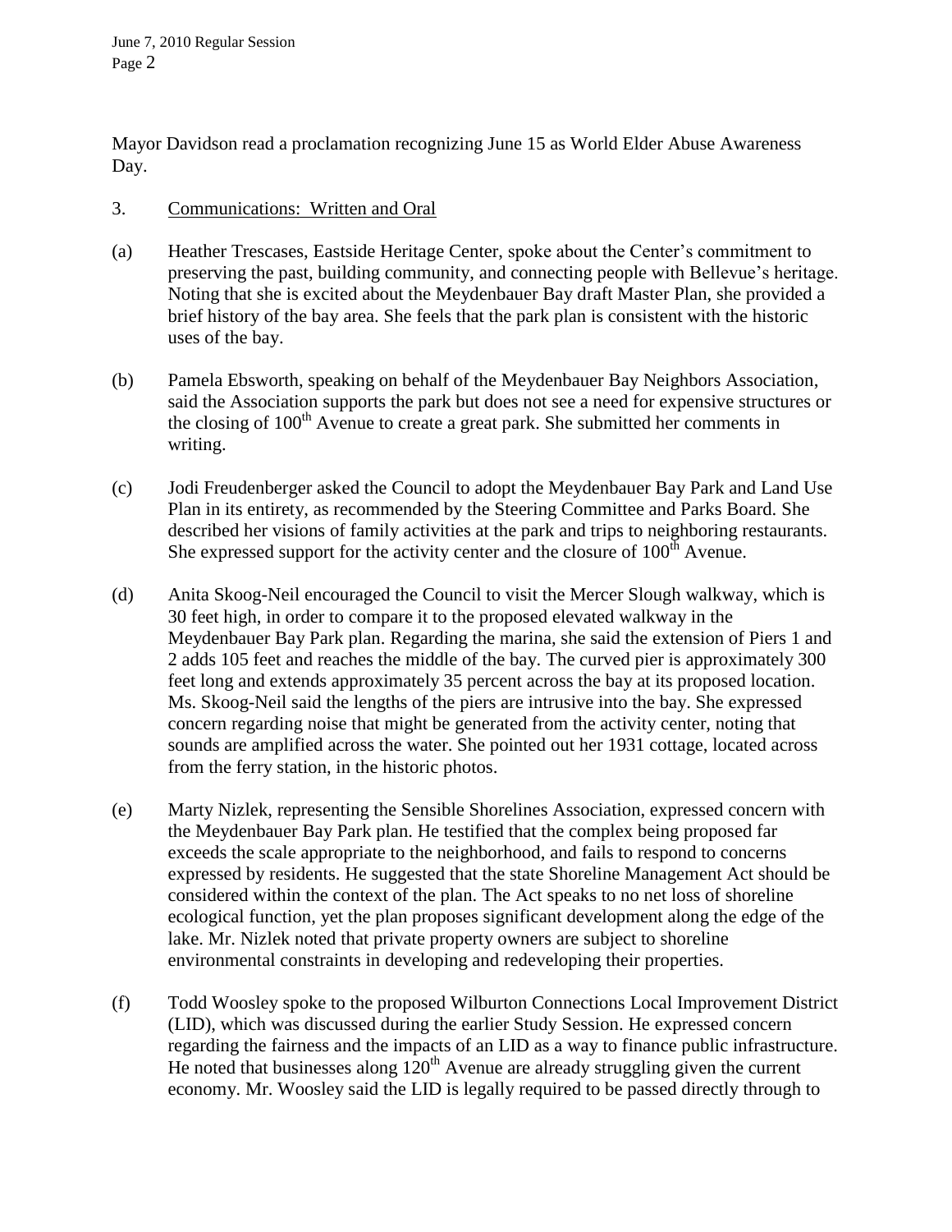Mayor Davidson read a proclamation recognizing June 15 as World Elder Abuse Awareness Day.

3. Communications: Written and Oral

(a) Heather Trescases, Eastside Heritage Center, spoke about the Center's commitment to preserving the past, building community, and connecting people with Bellevue's heritage. Noting that she is excited about the Meydenbauer Bay draft Master Plan, she provided a brief history of the bay area. She feels that the park plan is consistent with the historic uses of the bay.

(b) Pamela Ebsworth, speaking on behalf of the Meydenbauer Bay Neighbors Association, said the Association supports the park but does not see a need for expensive structures or the closing of 100th Avenue to create a great park. She submitted her comments in writing.

(c) Jodi Freudenberger asked the Council to adopt the Meydenbauer Bay Park and Land Use Plan in its entirety, as recommended by the Steering Committee and Parks Board. She described her visions of family activities at the park and trips to neighboring restaurants. She expressed support for the activity center and the closure of 100th Avenue.

(d) Anita Skoog-Neil encouraged the Council to visit the Mercer Slough walkway, which is 30 feet high, in order to compare it to the proposed elevated walkway in the Meydenbauer Bay Park plan. Regarding the marina, she said the extension of Piers 1 and 2 adds 105 feet and reaches the middle of the bay. The curved pier is approximately 300 feet long and extends approximately 35 percent across the bay at its proposed location. Ms. Skoog-Neil said the lengths of the piers are intrusive into the bay. She expressed concern regarding noise that might be generated from the activity center, noting that sounds are amplified across the water. She pointed out her 1931 cottage, located across from the ferry station, in the historic photos.

(e) Marty Nizlek, representing the Sensible Shorelines Association, expressed concern with the Meydenbauer Bay Park plan. He testified that the complex being proposed far exceeds the scale appropriate to the neighborhood, and fails to respond to concerns expressed by residents. He suggested that the state Shoreline Management Act should be considered within the context of the plan. The Act speaks to no net loss of shoreline ecological function, yet the plan proposes significant development along the edge of the lake. Mr. Nizlek noted that private property owners are subject to shoreline environmental constraints in developing and redeveloping their properties.

(f) Todd Woosley spoke to the proposed Wilburton Connections Local Improvement District (LID), which was discussed during the earlier Study Session. He expressed concern regarding the fairness and the impacts of an LID as a way to finance public infrastructure. He noted that businesses along 120th Avenue are already struggling given the current economy. Mr. Woosley said the LID is legally required to be passed directly through to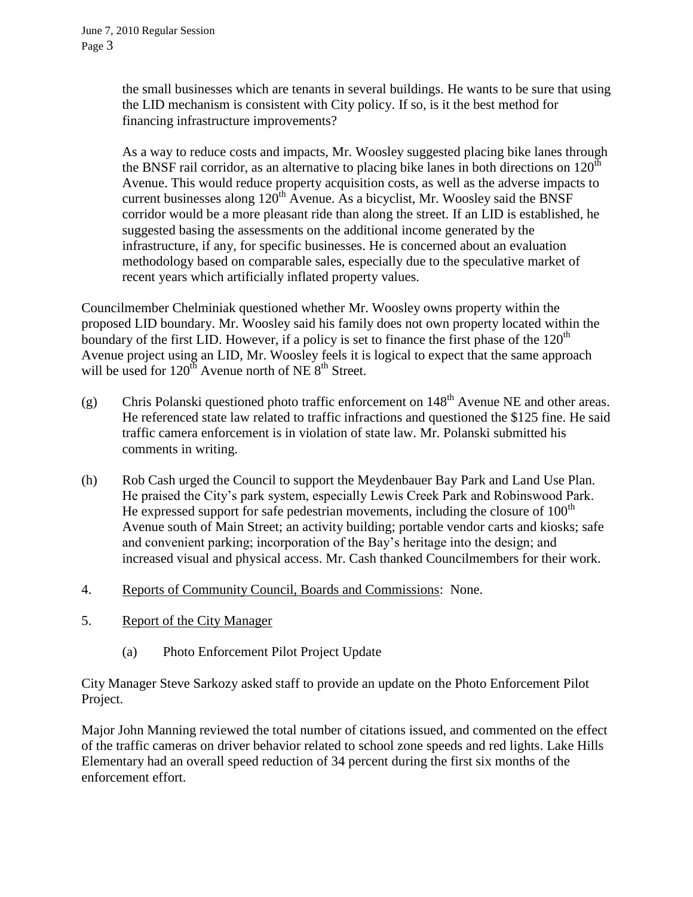the small businesses which are tenants in several buildings. He wants to be sure that using the LID mechanism is consistent with City policy. If so, is it the best method for financing infrastructure improvements?

As a way to reduce costs and impacts, Mr. Woosley suggested placing bike lanes through the BNSF rail corridor, as an alternative to placing bike lanes in both directions on 120th Avenue. This would reduce property acquisition costs, as well as the adverse impacts to current businesses along 120th Avenue. As a bicyclist, Mr. Woosley said the BNSF corridor would be a more pleasant ride than along the street. If an LID is established, he suggested basing the assessments on the additional income generated by the infrastructure, if any, for specific businesses. He is concerned about an evaluation methodology based on comparable sales, especially due to the speculative market of recent years which artificially inflated property values.

Councilmember Chelminiak questioned whether Mr. Woosley owns property within the proposed LID boundary. Mr. Woosley said his family does not own property located within the boundary of the first LID. However, if a policy is set to finance the first phase of the 120th Avenue project using an LID, Mr. Woosley feels it is logical to expect that the same approach will be used for 120th Avenue north of NE 8th Street.

(g) Chris Polanski questioned photo traffic enforcement on 148th Avenue NE and other areas. He referenced state law related to traffic infractions and questioned the $125 fine. He said traffic camera enforcement is in violation of state law. Mr. Polanski submitted his comments in writing.

(h) Rob Cash urged the Council to support the Meydenbauer Bay Park and Land Use Plan. He praised the City's park system, especially Lewis Creek Park and Robinswood Park. He expressed support for safe pedestrian movements, including the closure of 100th Avenue south of Main Street; an activity building; portable vendor carts and kiosks; safe and convenient parking; incorporation of the Bay's heritage into the design; and increased visual and physical access. Mr. Cash thanked Councilmembers for their work.

4. Reports of Community Council, Boards and Commissions: None.

5. Report of the City Manager

   (a) Photo Enforcement Pilot Project Update

City Manager Steve Sarkozy asked staff to provide an update on the Photo Enforcement Pilot Project.

Major John Manning reviewed the total number of citations issued, and commented on the effect of the traffic cameras on driver behavior related to school zone speeds and red lights. Lake Hills Elementary had an overall speed reduction of 34 percent during the first six months of the enforcement effort.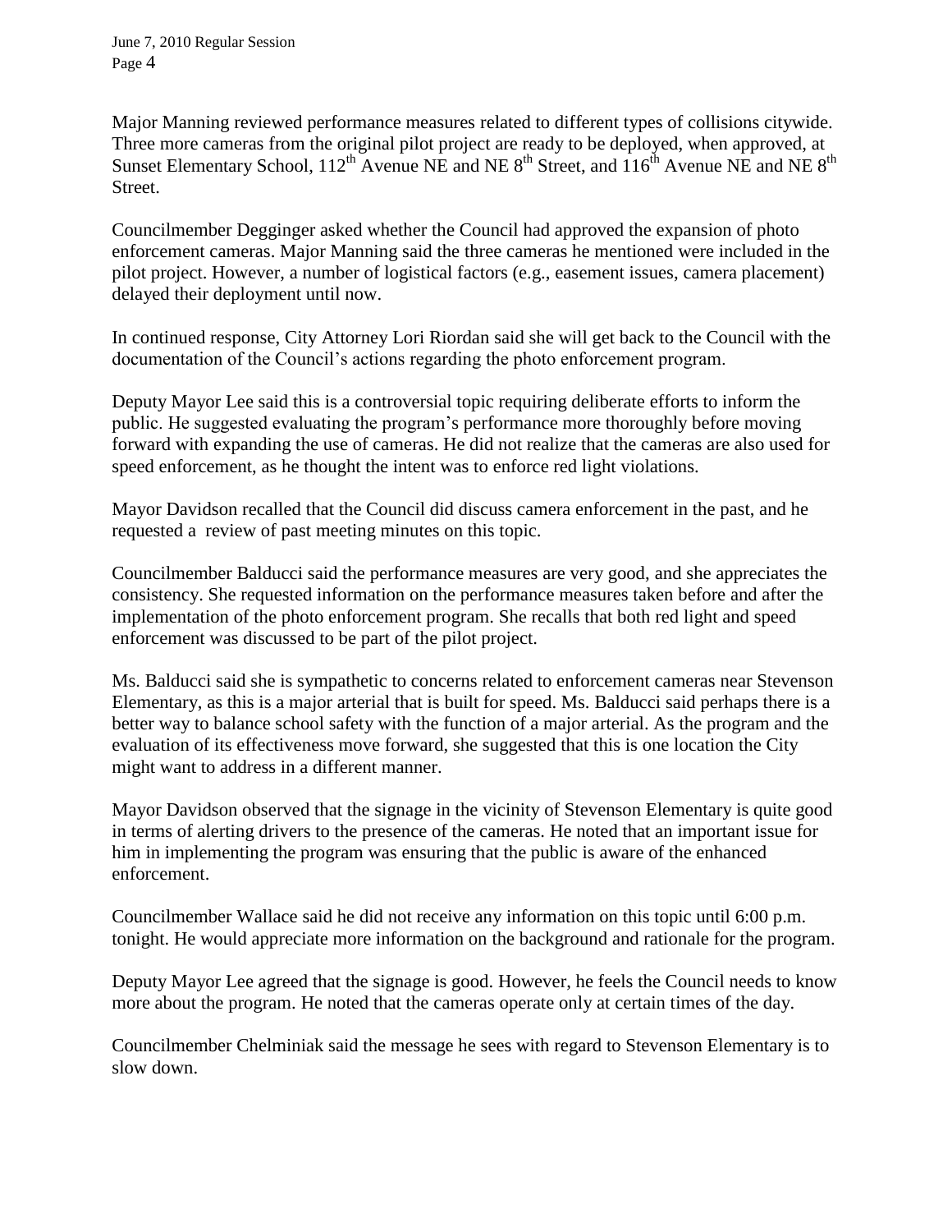Major Manning reviewed performance measures related to different types of collisions citywide. Three more cameras from the original pilot project are ready to be deployed, when approved, at Sunset Elementary School, 112th Avenue NE and NE 8th Street, and 116th Avenue NE and NE 8th Street.

Councilmember Degginger asked whether the Council had approved the expansion of photo enforcement cameras. Major Manning said the three cameras he mentioned were included in the pilot project. However, a number of logistical factors (e.g., easement issues, camera placement) delayed their deployment until now.

In continued response, City Attorney Lori Riordan said she will get back to the Council with the documentation of the Council's actions regarding the photo enforcement program.

Deputy Mayor Lee said this is a controversial topic requiring deliberate efforts to inform the public. He suggested evaluating the program's performance more thoroughly before moving forward with expanding the use of cameras. He did not realize that the cameras are also used for speed enforcement, as he thought the intent was to enforce red light violations.

Mayor Davidson recalled that the Council did discuss camera enforcement in the past, and he requested a review of past meeting minutes on this topic.

Councilmember Balducci said the performance measures are very good, and she appreciates the consistency. She requested information on the performance measures taken before and after the implementation of the photo enforcement program. She recalls that both red light and speed enforcement was discussed to be part of the pilot project.

Ms. Balducci said she is sympathetic to concerns related to enforcement cameras near Stevenson Elementary, as this is a major arterial that is built for speed. Ms. Balducci said perhaps there is a better way to balance school safety with the function of a major arterial. As the program and the evaluation of its effectiveness move forward, she suggested that this is one location the City might want to address in a different manner.

Mayor Davidson observed that the signage in the vicinity of Stevenson Elementary is quite good in terms of alerting drivers to the presence of the cameras. He noted that an important issue for him in implementing the program was ensuring that the public is aware of the enhanced enforcement.

Councilmember Wallace said he did not receive any information on this topic until 6:00 p.m. tonight. He would appreciate more information on the background and rationale for the program.

Deputy Mayor Lee agreed that the signage is good. However, he feels the Council needs to know more about the program. He noted that the cameras operate only at certain times of the day.

Councilmember Chelminiak said the message he sees with regard to Stevenson Elementary is to slow down.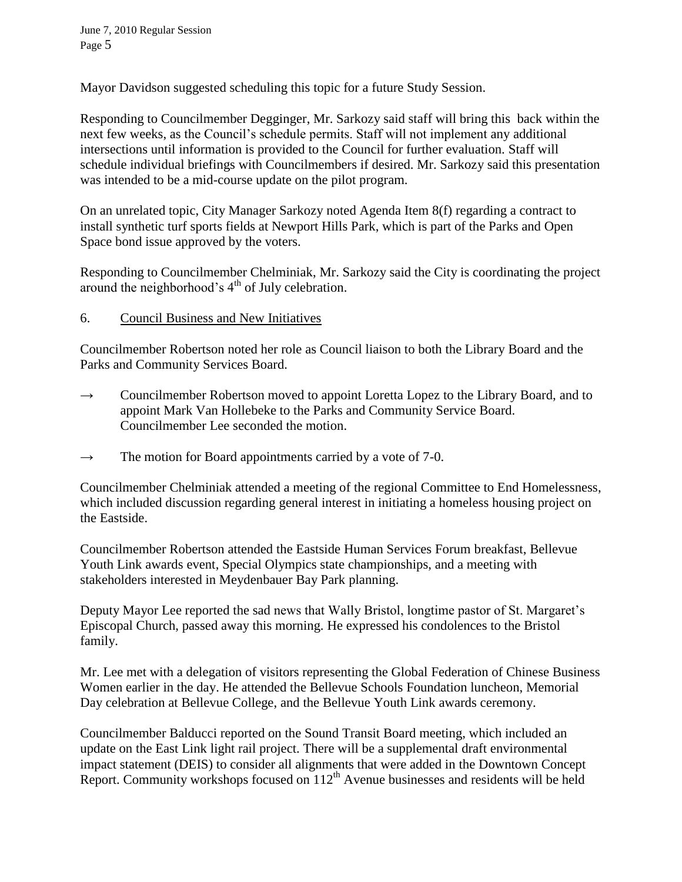Mayor Davidson suggested scheduling this topic for a future Study Session.

Responding to Councilmember Degginger, Mr. Sarkozy said staff will bring this back within the next few weeks, as the Council's schedule permits. Staff will not implement any additional intersections until information is provided to the Council for further evaluation. Staff will schedule individual briefings with Councilmembers if desired. Mr. Sarkozy said this presentation was intended to be a mid-course update on the pilot program.

On an unrelated topic, City Manager Sarkozy noted Agenda Item 8(f) regarding a contract to install synthetic turf sports fields at Newport Hills Park, which is part of the Parks and Open Space bond issue approved by the voters.

Responding to Councilmember Chelminiak, Mr. Sarkozy said the City is coordinating the project around the neighborhood's 4th of July celebration.

6. Council Business and New Initiatives

Councilmember Robertson noted her role as Council liaison to both the Library Board and the Parks and Community Services Board.

→ Councilmember Robertson moved to appoint Loretta Lopez to the Library Board, and to appoint Mark Van Hollebeke to the Parks and Community Service Board. Councilmember Lee seconded the motion.

→ The motion for Board appointments carried by a vote of 7-0.

Councilmember Chelminiak attended a meeting of the regional Committee to End Homelessness, which included discussion regarding general interest in initiating a homeless housing project on the Eastside.

Councilmember Robertson attended the Eastside Human Services Forum breakfast, Bellevue Youth Link awards event, Special Olympics state championships, and a meeting with stakeholders interested in Meydenbauer Bay Park planning.

Deputy Mayor Lee reported the sad news that Wally Bristol, longtime pastor of St. Margaret's Episcopal Church, passed away this morning. He expressed his condolences to the Bristol family.

Mr. Lee met with a delegation of visitors representing the Global Federation of Chinese Business Women earlier in the day. He attended the Bellevue Schools Foundation luncheon, Memorial Day celebration at Bellevue College, and the Bellevue Youth Link awards ceremony.

Councilmember Balducci reported on the Sound Transit Board meeting, which included an update on the East Link light rail project. There will be a supplemental draft environmental impact statement (DEIS) to consider all alignments that were added in the Downtown Concept Report. Community workshops focused on 112th Avenue businesses and residents will be held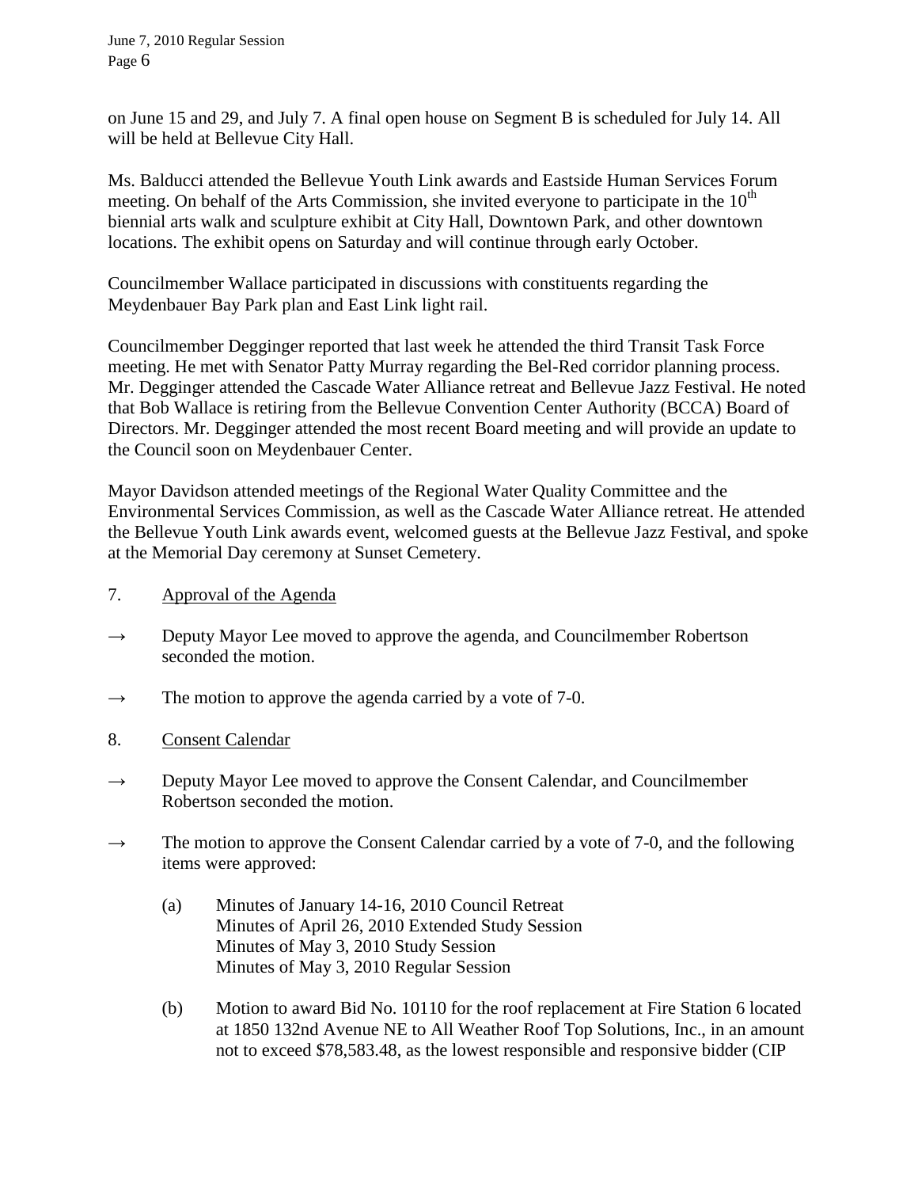on June 15 and 29, and July 7. A final open house on Segment B is scheduled for July 14. All will be held at Bellevue City Hall.

Ms. Balducci attended the Bellevue Youth Link awards and Eastside Human Services Forum meeting. On behalf of the Arts Commission, she invited everyone to participate in the 10th biennial arts walk and sculpture exhibit at City Hall, Downtown Park, and other downtown locations. The exhibit opens on Saturday and will continue through early October.

Councilmember Wallace participated in discussions with constituents regarding the Meydenbauer Bay Park plan and East Link light rail.

Councilmember Degginger reported that last week he attended the third Transit Task Force meeting. He met with Senator Patty Murray regarding the Bel-Red corridor planning process. Mr. Degginger attended the Cascade Water Alliance retreat and Bellevue Jazz Festival. He noted that Bob Wallace is retiring from the Bellevue Convention Center Authority (BCCA) Board of Directors. Mr. Degginger attended the most recent Board meeting and will provide an update to the Council soon on Meydenbauer Center.

Mayor Davidson attended meetings of the Regional Water Quality Committee and the Environmental Services Commission, as well as the Cascade Water Alliance retreat. He attended the Bellevue Youth Link awards event, welcomed guests at the Bellevue Jazz Festival, and spoke at the Memorial Day ceremony at Sunset Cemetery.

7. Approval of the Agenda

→ Deputy Mayor Lee moved to approve the agenda, and Councilmember Robertson seconded the motion.

→ The motion to approve the agenda carried by a vote of 7-0.

8. Consent Calendar

→ Deputy Mayor Lee moved to approve the Consent Calendar, and Councilmember Robertson seconded the motion.

→ The motion to approve the Consent Calendar carried by a vote of 7-0, and the following items were approved:

(a) Minutes of January 14-16, 2010 Council Retreat
Minutes of April 26, 2010 Extended Study Session
Minutes of May 3, 2010 Study Session
Minutes of May 3, 2010 Regular Session

(b) Motion to award Bid No. 10110 for the roof replacement at Fire Station 6 located at 1850 132nd Avenue NE to All Weather Roof Top Solutions, Inc., in an amount not to exceed $78,583.48, as the lowest responsible and responsive bidder (CIP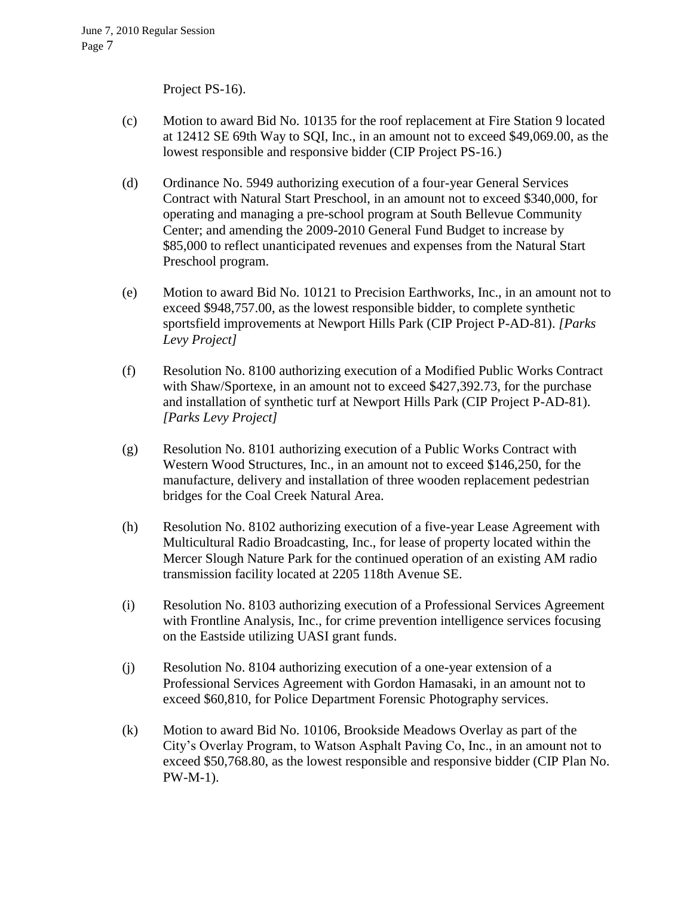Project PS-16).

(c) Motion to award Bid No. 10135 for the roof replacement at Fire Station 9 located at 12412 SE 69th Way to SQI, Inc., in an amount not to exceed $49,069.00, as the lowest responsible and responsive bidder (CIP Project PS-16.)

(d) Ordinance No. 5949 authorizing execution of a four-year General Services Contract with Natural Start Preschool, in an amount not to exceed $340,000, for operating and managing a pre-school program at South Bellevue Community Center; and amending the 2009-2010 General Fund Budget to increase by $85,000 to reflect unanticipated revenues and expenses from the Natural Start Preschool program.

(e) Motion to award Bid No. 10121 to Precision Earthworks, Inc., in an amount not to exceed $948,757.00, as the lowest responsible bidder, to complete synthetic sportsfield improvements at Newport Hills Park (CIP Project P-AD-81). *[Parks Levy Project]*

(f) Resolution No. 8100 authorizing execution of a Modified Public Works Contract with Shaw/Sportexe, in an amount not to exceed $427,392.73, for the purchase and installation of synthetic turf at Newport Hills Park (CIP Project P-AD-81). *[Parks Levy Project]*

(g) Resolution No. 8101 authorizing execution of a Public Works Contract with Western Wood Structures, Inc., in an amount not to exceed $146,250, for the manufacture, delivery and installation of three wooden replacement pedestrian bridges for the Coal Creek Natural Area.

(h) Resolution No. 8102 authorizing execution of a five-year Lease Agreement with Multicultural Radio Broadcasting, Inc., for lease of property located within the Mercer Slough Nature Park for the continued operation of an existing AM radio transmission facility located at 2205 118th Avenue SE.

(i) Resolution No. 8103 authorizing execution of a Professional Services Agreement with Frontline Analysis, Inc., for crime prevention intelligence services focusing on the Eastside utilizing UASI grant funds.

(j) Resolution No. 8104 authorizing execution of a one-year extension of a Professional Services Agreement with Gordon Hamasaki, in an amount not to exceed $60,810, for Police Department Forensic Photography services.

(k) Motion to award Bid No. 10106, Brookside Meadows Overlay as part of the City's Overlay Program, to Watson Asphalt Paving Co, Inc., in an amount not to exceed $50,768.80, as the lowest responsible and responsive bidder (CIP Plan No. PW-M-1).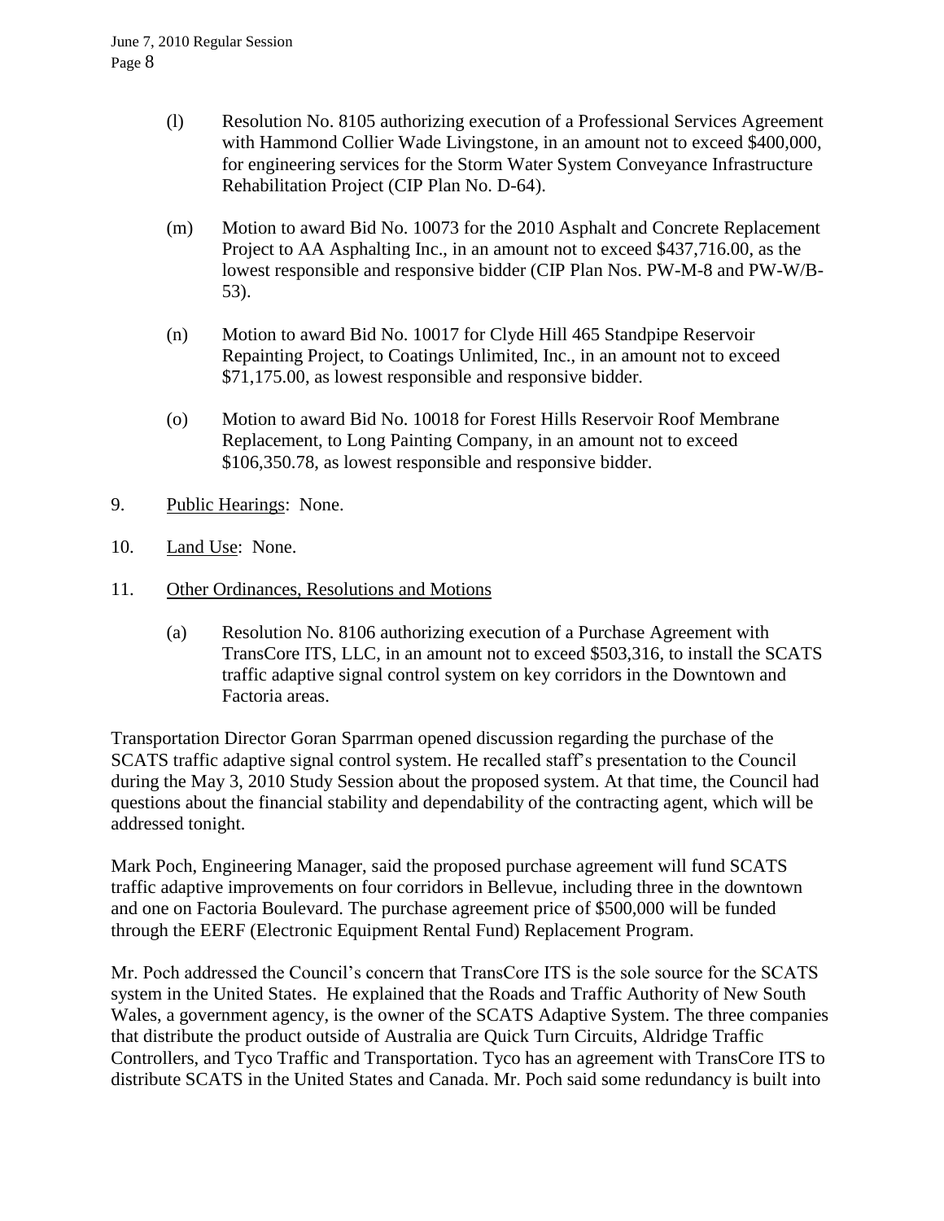(l) Resolution No. 8105 authorizing execution of a Professional Services Agreement with Hammond Collier Wade Livingstone, in an amount not to exceed $400,000, for engineering services for the Storm Water System Conveyance Infrastructure Rehabilitation Project (CIP Plan No. D-64).

(m) Motion to award Bid No. 10073 for the 2010 Asphalt and Concrete Replacement Project to AA Asphalting Inc., in an amount not to exceed $437,716.00, as the lowest responsible and responsive bidder (CIP Plan Nos. PW-M-8 and PW-W/B-53).

(n) Motion to award Bid No. 10017 for Clyde Hill 465 Standpipe Reservoir Repainting Project, to Coatings Unlimited, Inc., in an amount not to exceed $71,175.00, as lowest responsible and responsive bidder.

(o) Motion to award Bid No. 10018 for Forest Hills Reservoir Roof Membrane Replacement, to Long Painting Company, in an amount not to exceed $106,350.78, as lowest responsible and responsive bidder.

9. Public Hearings: None.

10. Land Use: None.

11. Other Ordinances, Resolutions and Motions

(a) Resolution No. 8106 authorizing execution of a Purchase Agreement with TransCore ITS, LLC, in an amount not to exceed $503,316, to install the SCATS traffic adaptive signal control system on key corridors in the Downtown and Factoria areas.

Transportation Director Goran Sparrman opened discussion regarding the purchase of the SCATS traffic adaptive signal control system. He recalled staff's presentation to the Council during the May 3, 2010 Study Session about the proposed system. At that time, the Council had questions about the financial stability and dependability of the contracting agent, which will be addressed tonight.

Mark Poch, Engineering Manager, said the proposed purchase agreement will fund SCATS traffic adaptive improvements on four corridors in Bellevue, including three in the downtown and one on Factoria Boulevard. The purchase agreement price of $500,000 will be funded through the EERF (Electronic Equipment Rental Fund) Replacement Program.

Mr. Poch addressed the Council's concern that TransCore ITS is the sole source for the SCATS system in the United States. He explained that the Roads and Traffic Authority of New South Wales, a government agency, is the owner of the SCATS Adaptive System. The three companies that distribute the product outside of Australia are Quick Turn Circuits, Aldridge Traffic Controllers, and Tyco Traffic and Transportation. Tyco has an agreement with TransCore ITS to distribute SCATS in the United States and Canada. Mr. Poch said some redundancy is built into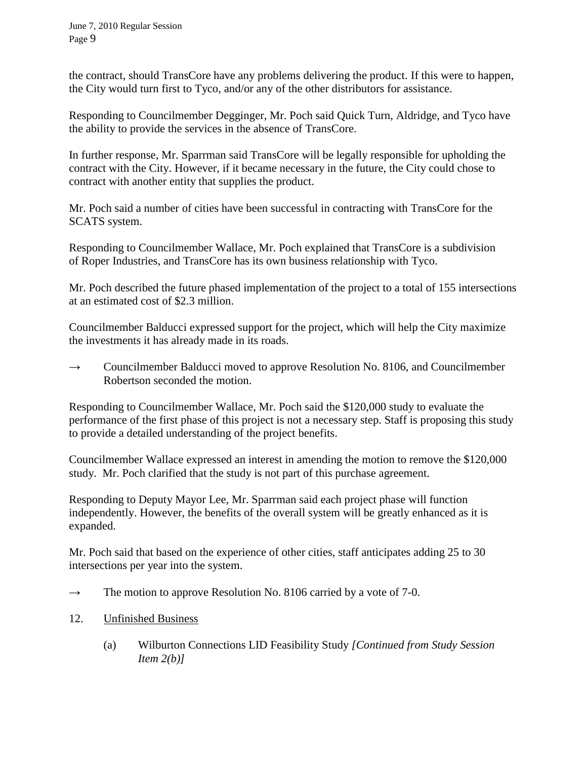the contract, should TransCore have any problems delivering the product. If this were to happen, the City would turn first to Tyco, and/or any of the other distributors for assistance.

Responding to Councilmember Degginger, Mr. Poch said Quick Turn, Aldridge, and Tyco have the ability to provide the services in the absence of TransCore.

In further response, Mr. Sparrman said TransCore will be legally responsible for upholding the contract with the City. However, if it became necessary in the future, the City could chose to contract with another entity that supplies the product.

Mr. Poch said a number of cities have been successful in contracting with TransCore for the SCATS system.

Responding to Councilmember Wallace, Mr. Poch explained that TransCore is a subdivision of Roper Industries, and TransCore has its own business relationship with Tyco.

Mr. Poch described the future phased implementation of the project to a total of 155 intersections at an estimated cost of $2.3 million.

Councilmember Balducci expressed support for the project, which will help the City maximize the investments it has already made in its roads.

→ Councilmember Balducci moved to approve Resolution No. 8106, and Councilmember Robertson seconded the motion.

Responding to Councilmember Wallace, Mr. Poch said the $120,000 study to evaluate the performance of the first phase of this project is not a necessary step. Staff is proposing this study to provide a detailed understanding of the project benefits.

Councilmember Wallace expressed an interest in amending the motion to remove the $120,000 study. Mr. Poch clarified that the study is not part of this purchase agreement.

Responding to Deputy Mayor Lee, Mr. Sparrman said each project phase will function independently. However, the benefits of the overall system will be greatly enhanced as it is expanded.

Mr. Poch said that based on the experience of other cities, staff anticipates adding 25 to 30 intersections per year into the system.

→ The motion to approve Resolution No. 8106 carried by a vote of 7-0.

12. Unfinished Business

(a) Wilburton Connections LID Feasibility Study *[Continued from Study Session Item 2(b)]*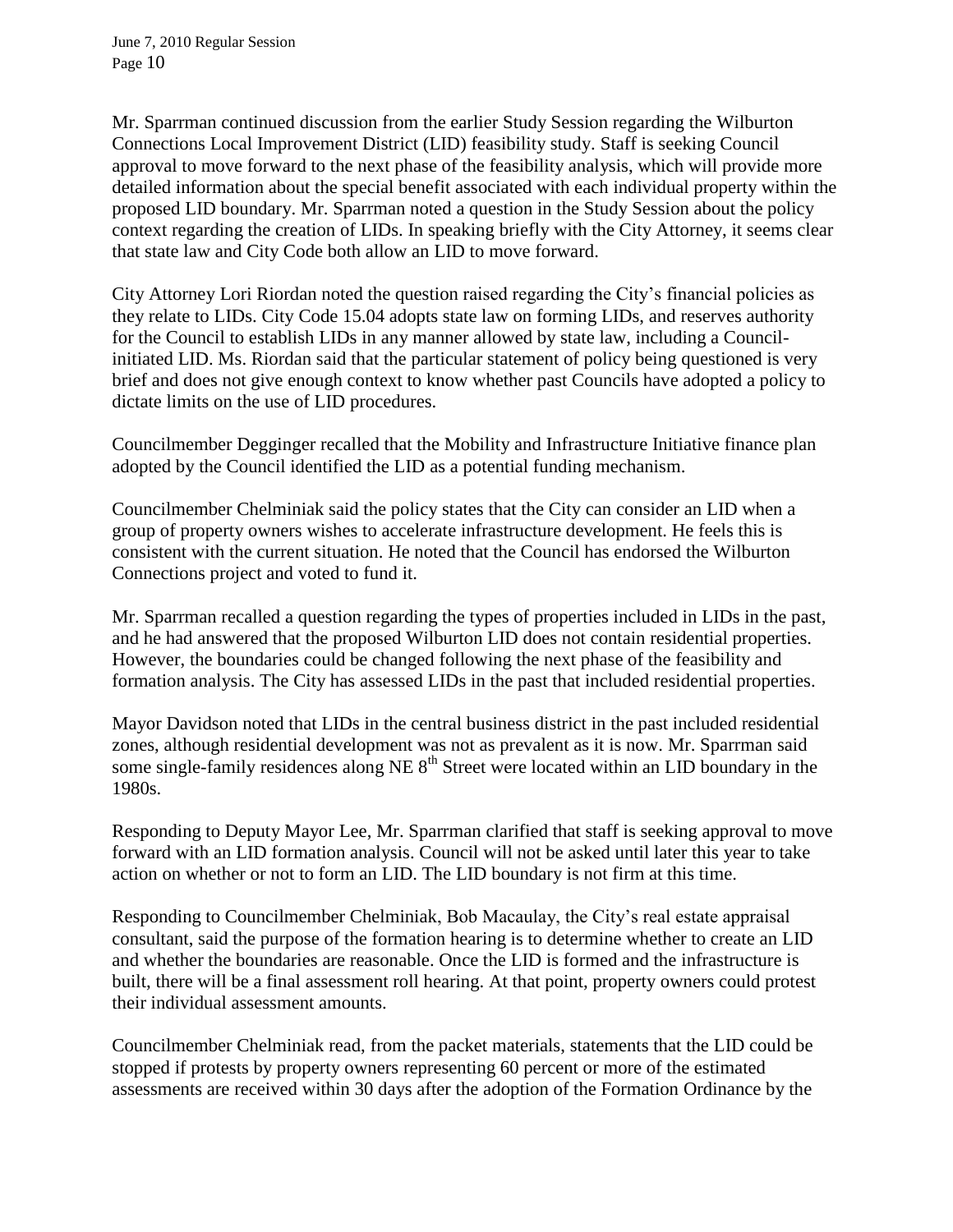Mr. Sparrman continued discussion from the earlier Study Session regarding the Wilburton Connections Local Improvement District (LID) feasibility study. Staff is seeking Council approval to move forward to the next phase of the feasibility analysis, which will provide more detailed information about the special benefit associated with each individual property within the proposed LID boundary. Mr. Sparrman noted a question in the Study Session about the policy context regarding the creation of LIDs. In speaking briefly with the City Attorney, it seems clear that state law and City Code both allow an LID to move forward.

City Attorney Lori Riordan noted the question raised regarding the City's financial policies as they relate to LIDs. City Code 15.04 adopts state law on forming LIDs, and reserves authority for the Council to establish LIDs in any manner allowed by state law, including a Council-initiated LID. Ms. Riordan said that the particular statement of policy being questioned is very brief and does not give enough context to know whether past Councils have adopted a policy to dictate limits on the use of LID procedures.

Councilmember Degginger recalled that the Mobility and Infrastructure Initiative finance plan adopted by the Council identified the LID as a potential funding mechanism.

Councilmember Chelminiak said the policy states that the City can consider an LID when a group of property owners wishes to accelerate infrastructure development. He feels this is consistent with the current situation. He noted that the Council has endorsed the Wilburton Connections project and voted to fund it.

Mr. Sparrman recalled a question regarding the types of properties included in LIDs in the past, and he had answered that the proposed Wilburton LID does not contain residential properties. However, the boundaries could be changed following the next phase of the feasibility and formation analysis. The City has assessed LIDs in the past that included residential properties.

Mayor Davidson noted that LIDs in the central business district in the past included residential zones, although residential development was not as prevalent as it is now. Mr. Sparrman said some single-family residences along NE 8th Street were located within an LID boundary in the 1980s.

Responding to Deputy Mayor Lee, Mr. Sparrman clarified that staff is seeking approval to move forward with an LID formation analysis. Council will not be asked until later this year to take action on whether or not to form an LID. The LID boundary is not firm at this time.

Responding to Councilmember Chelminiak, Bob Macaulay, the City's real estate appraisal consultant, said the purpose of the formation hearing is to determine whether to create an LID and whether the boundaries are reasonable. Once the LID is formed and the infrastructure is built, there will be a final assessment roll hearing. At that point, property owners could protest their individual assessment amounts.

Councilmember Chelminiak read, from the packet materials, statements that the LID could be stopped if protests by property owners representing 60 percent or more of the estimated assessments are received within 30 days after the adoption of the Formation Ordinance by the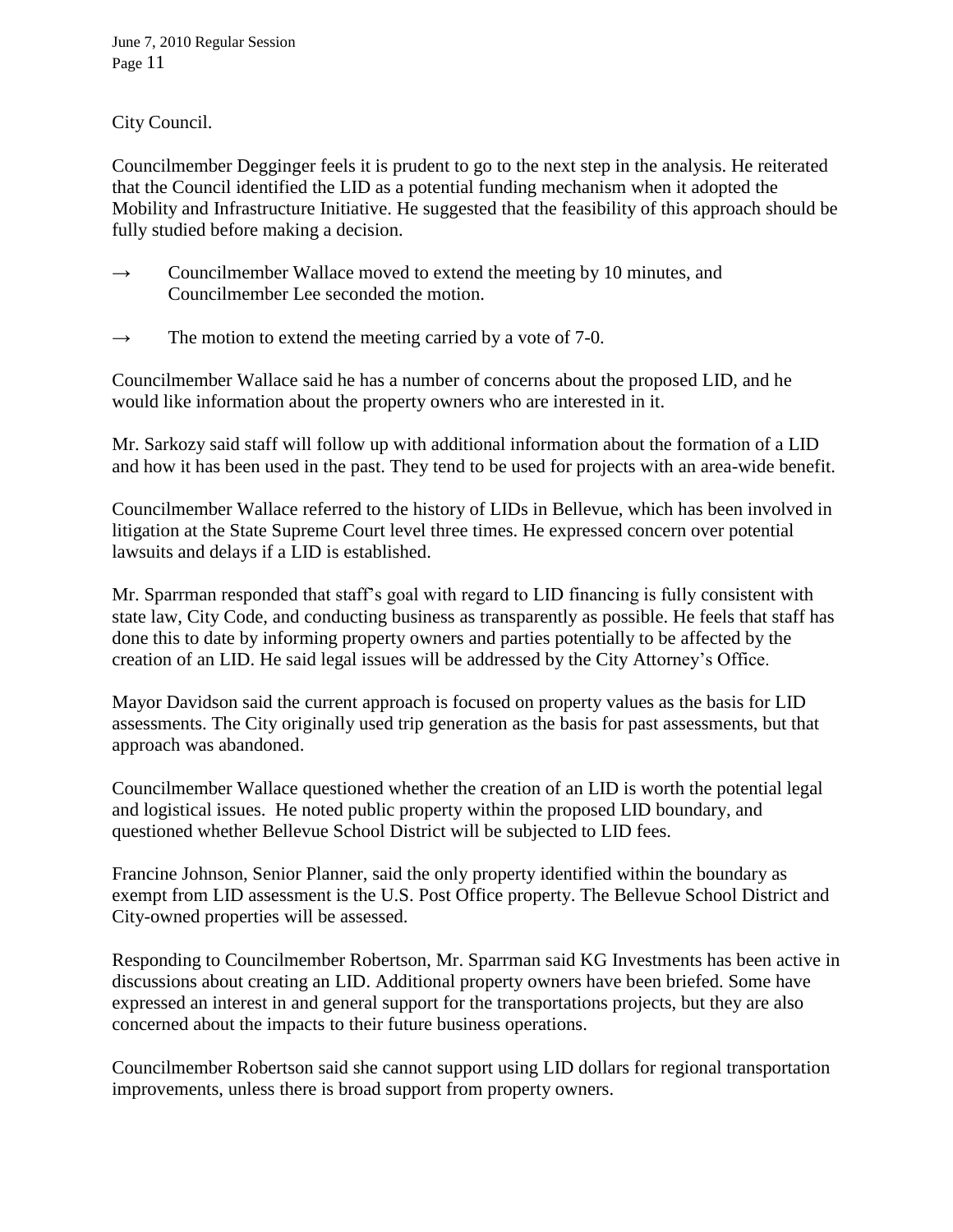City Council.

Councilmember Degginger feels it is prudent to go to the next step in the analysis. He reiterated that the Council identified the LID as a potential funding mechanism when it adopted the Mobility and Infrastructure Initiative. He suggested that the feasibility of this approach should be fully studied before making a decision.

→ Councilmember Wallace moved to extend the meeting by 10 minutes, and Councilmember Lee seconded the motion.

→ The motion to extend the meeting carried by a vote of 7-0.

Councilmember Wallace said he has a number of concerns about the proposed LID, and he would like information about the property owners who are interested in it.

Mr. Sarkozy said staff will follow up with additional information about the formation of a LID and how it has been used in the past. They tend to be used for projects with an area-wide benefit.

Councilmember Wallace referred to the history of LIDs in Bellevue, which has been involved in litigation at the State Supreme Court level three times. He expressed concern over potential lawsuits and delays if a LID is established.

Mr. Sparrman responded that staff's goal with regard to LID financing is fully consistent with state law, City Code, and conducting business as transparently as possible. He feels that staff has done this to date by informing property owners and parties potentially to be affected by the creation of an LID. He said legal issues will be addressed by the City Attorney's Office.

Mayor Davidson said the current approach is focused on property values as the basis for LID assessments. The City originally used trip generation as the basis for past assessments, but that approach was abandoned.

Councilmember Wallace questioned whether the creation of an LID is worth the potential legal and logistical issues. He noted public property within the proposed LID boundary, and questioned whether Bellevue School District will be subjected to LID fees.

Francine Johnson, Senior Planner, said the only property identified within the boundary as exempt from LID assessment is the U.S. Post Office property. The Bellevue School District and City-owned properties will be assessed.

Responding to Councilmember Robertson, Mr. Sparrman said KG Investments has been active in discussions about creating an LID. Additional property owners have been briefed. Some have expressed an interest in and general support for the transportations projects, but they are also concerned about the impacts to their future business operations.

Councilmember Robertson said she cannot support using LID dollars for regional transportation improvements, unless there is broad support from property owners.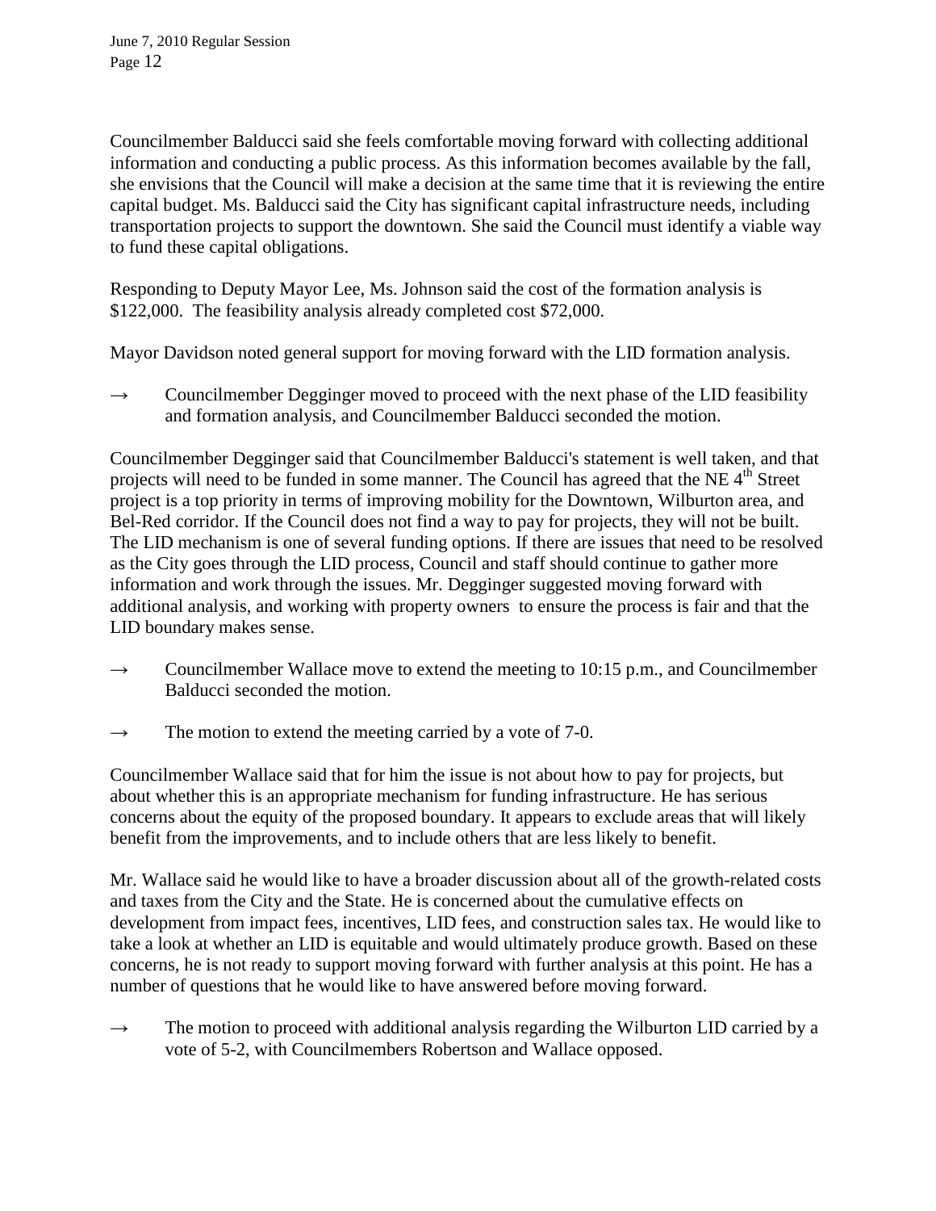Councilmember Balducci said she feels comfortable moving forward with collecting additional information and conducting a public process. As this information becomes available by the fall, she envisions that the Council will make a decision at the same time that it is reviewing the entire capital budget. Ms. Balducci said the City has significant capital infrastructure needs, including transportation projects to support the downtown. She said the Council must identify a viable way to fund these capital obligations.

Responding to Deputy Mayor Lee, Ms. Johnson said the cost of the formation analysis is \$122,000. The feasibility analysis already completed cost \$72,000.

Mayor Davidson noted general support for moving forward with the LID formation analysis.

→ Councilmember Degginger moved to proceed with the next phase of the LID feasibility and formation analysis, and Councilmember Balducci seconded the motion.

Councilmember Degginger said that Councilmember Balducci's statement is well taken, and that projects will need to be funded in some manner. The Council has agreed that the NE 4th Street project is a top priority in terms of improving mobility for the Downtown, Wilburton area, and Bel-Red corridor. If the Council does not find a way to pay for projects, they will not be built. The LID mechanism is one of several funding options. If there are issues that need to be resolved as the City goes through the LID process, Council and staff should continue to gather more information and work through the issues. Mr. Degginger suggested moving forward with additional analysis, and working with property owners to ensure the process is fair and that the LID boundary makes sense.

→ Councilmember Wallace move to extend the meeting to 10:15 p.m., and Councilmember Balducci seconded the motion.

→ The motion to extend the meeting carried by a vote of 7-0.

Councilmember Wallace said that for him the issue is not about how to pay for projects, but about whether this is an appropriate mechanism for funding infrastructure. He has serious concerns about the equity of the proposed boundary. It appears to exclude areas that will likely benefit from the improvements, and to include others that are less likely to benefit.

Mr. Wallace said he would like to have a broader discussion about all of the growth-related costs and taxes from the City and the State. He is concerned about the cumulative effects on development from impact fees, incentives, LID fees, and construction sales tax. He would like to take a look at whether an LID is equitable and would ultimately produce growth. Based on these concerns, he is not ready to support moving forward with further analysis at this point. He has a number of questions that he would like to have answered before moving forward.

→ The motion to proceed with additional analysis regarding the Wilburton LID carried by a vote of 5-2, with Councilmembers Robertson and Wallace opposed.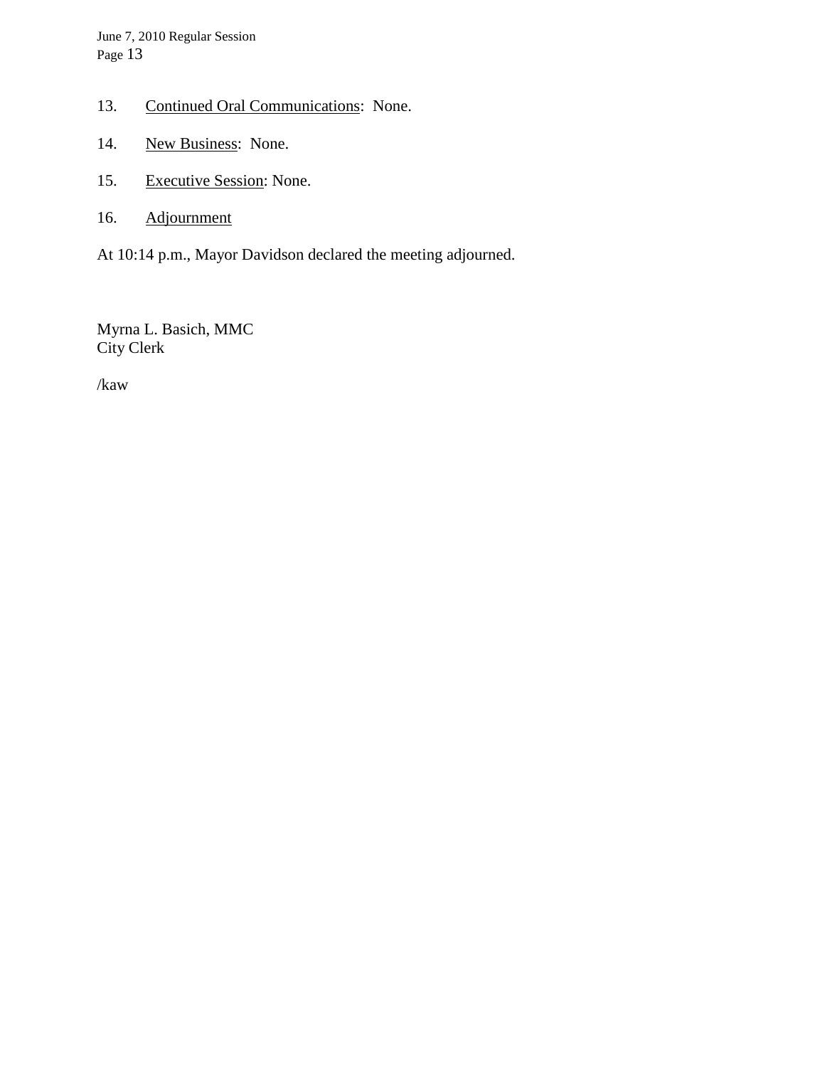13. Continued Oral Communications: None.

14. New Business: None.

15. Executive Session: None.

16. Adjournment

At 10:14 p.m., Mayor Davidson declared the meeting adjourned.

Myrna L. Basich, MMC
City Clerk

/kaw